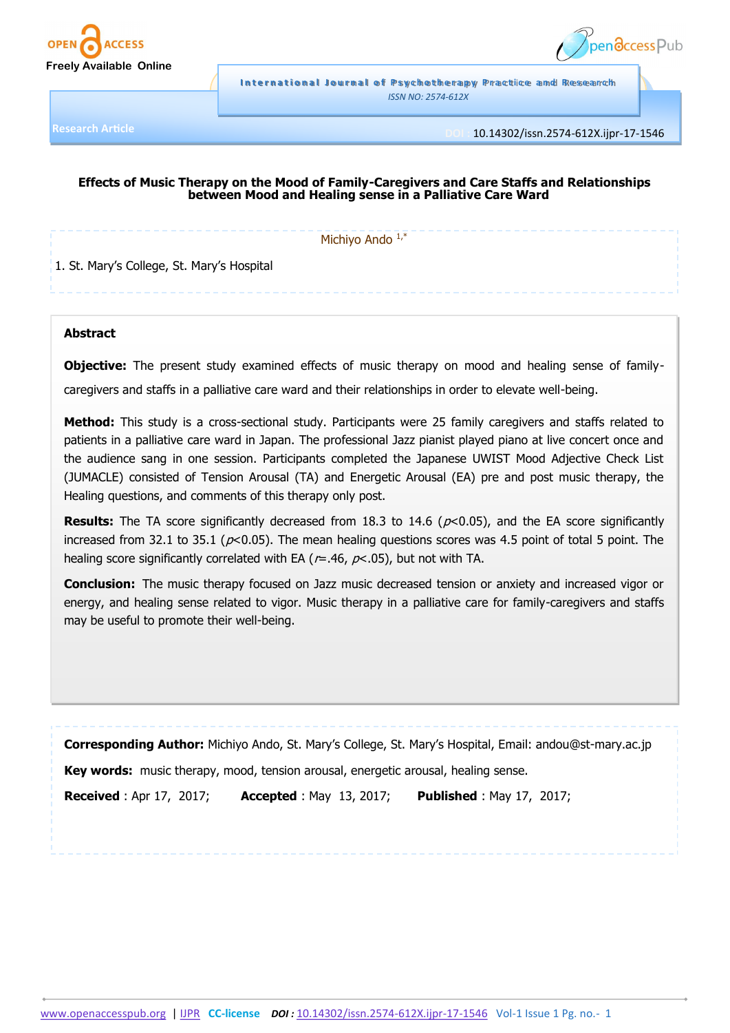Research Article

DOI : 10.14302/issn.2574-612X.ijpr-17-1546

# Effects of Music Therapy on the Mood of Family-Caregivers and Care Staffs and Relationships between Mood and Healing sense in a Palliative Care Ward

Michiyo Ando [1,*]

1. St. Mary's College, St. Mary's Hospital

## Abstract

**Objective:** The present study examined effects of music therapy on mood and healing sense of family-caregivers and staffs in a palliative care ward and their relationships in order to elevate well-being.

**Method:** This study is a cross-sectional study. Participants were 25 family caregivers and staffs related to patients in a palliative care ward in Japan. The professional Jazz pianist played piano at live concert once and the audience sang in one session. Participants completed the Japanese UWIST Mood Adjective Check List (JUMACLE) consisted of Tension Arousal (TA) and Energetic Arousal (EA) pre and post music therapy, the Healing questions, and comments of this therapy only post.

**Results:** The TA score significantly decreased from 18.3 to 14.6 ($p<0.05$), and the EA score significantly increased from 32.1 to 35.1 ($p<0.05$). The mean healing questions scores was 4.5 point of total 5 point. The healing score significantly correlated with EA ($r$=.46, $p$<.05), but not with TA.

**Conclusion:** The music therapy focused on Jazz music decreased tension or anxiety and increased vigor or energy, and healing sense related to vigor. Music therapy in a palliative care for family-caregivers and staffs may be useful to promote their well-being.

**Corresponding Author:** Michiyo Ando, St. Mary's College, St. Mary's Hospital, Email: andou@st-mary.ac.jp

**Key words:** music therapy, mood, tension arousal, energetic arousal, healing sense.

**Received** : Apr 17, 2017; **Accepted** : May 13, 2017; **Published** : May 17, 2017;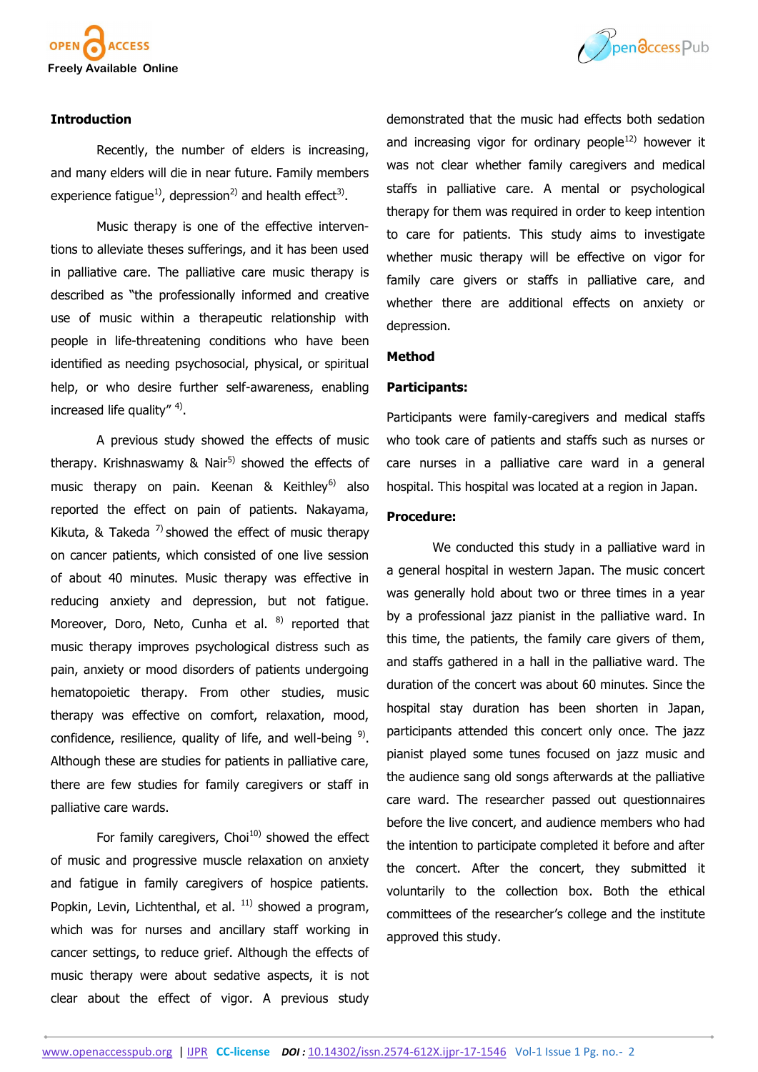## Introduction

Recently, the number of elders is increasing, and many elders will die in near future. Family members experience fatigue[1], depression[2] and health effect[3].

Music therapy is one of the effective interventions to alleviate theses sufferings, and it has been used in palliative care. The palliative care music therapy is described as "the professionally informed and creative use of music within a therapeutic relationship with people in life-threatening conditions who have been identified as needing psychosocial, physical, or spiritual help, or who desire further self-awareness, enabling increased life quality" [4].

A previous study showed the effects of music therapy. Krishnaswamy & Nair[5] showed the effects of music therapy on pain. Keenan & Keithley[6] also reported the effect on pain of patients. Nakayama, Kikuta, & Takeda [7] showed the effect of music therapy on cancer patients, which consisted of one live session of about 40 minutes. Music therapy was effective in reducing anxiety and depression, but not fatigue. Moreover, Doro, Neto, Cunha et al. [8] reported that music therapy improves psychological distress such as pain, anxiety or mood disorders of patients undergoing hematopoietic therapy. From other studies, music therapy was effective on comfort, relaxation, mood, confidence, resilience, quality of life, and well-being [9]. Although these are studies for patients in palliative care, there are few studies for family caregivers or staff in palliative care wards.

For family caregivers, Choi[10] showed the effect of music and progressive muscle relaxation on anxiety and fatigue in family caregivers of hospice patients. Popkin, Levin, Lichtenthal, et al. [11] showed a program, which was for nurses and ancillary staff working in cancer settings, to reduce grief. Although the effects of music therapy were about sedative aspects, it is not clear about the effect of vigor. A previous study demonstrated that the music had effects both sedation and increasing vigor for ordinary people[12] however it was not clear whether family caregivers and medical staffs in palliative care. A mental or psychological therapy for them was required in order to keep intention to care for patients. This study aims to investigate whether music therapy will be effective on vigor for family care givers or staffs in palliative care, and whether there are additional effects on anxiety or depression.

## Method

### Participants:

Participants were family-caregivers and medical staffs who took care of patients and staffs such as nurses or care nurses in a palliative care ward in a general hospital. This hospital was located at a region in Japan.

### Procedure:

We conducted this study in a palliative ward in a general hospital in western Japan. The music concert was generally hold about two or three times in a year by a professional jazz pianist in the palliative ward. In this time, the patients, the family care givers of them, and staffs gathered in a hall in the palliative ward. The duration of the concert was about 60 minutes. Since the hospital stay duration has been shorten in Japan, participants attended this concert only once. The jazz pianist played some tunes focused on jazz music and the audience sang old songs afterwards at the palliative care ward. The researcher passed out questionnaires before the live concert, and audience members who had the intention to participate completed it before and after the concert. After the concert, they submitted it voluntarily to the collection box. Both the ethical committees of the researcher's college and the institute approved this study.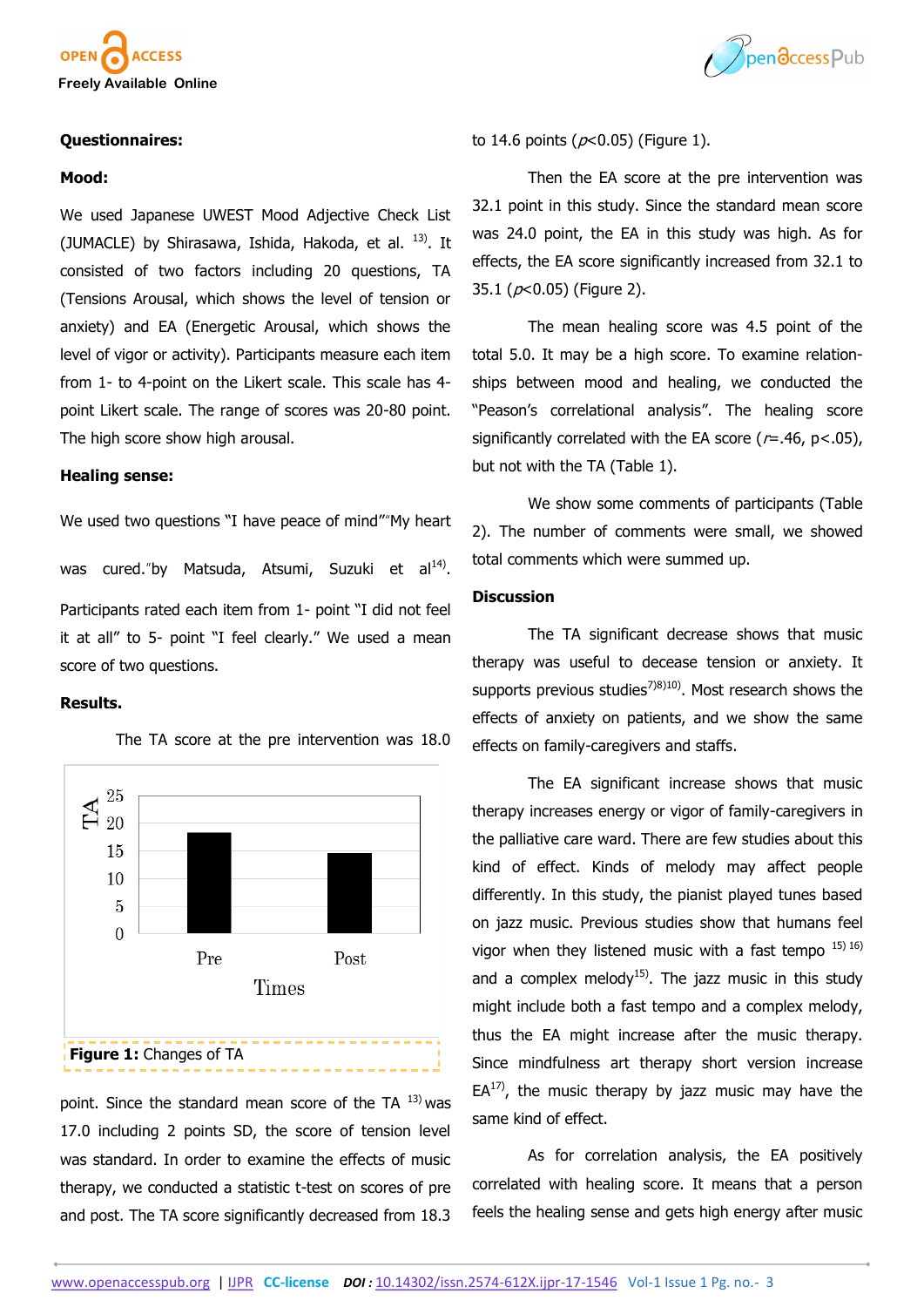**Questionnaires:**

**Mood:**

We used Japanese UWEST Mood Adjective Check List (JUMACLE) by Shirasawa, Ishida, Hakoda, et al. [13]. It consisted of two factors including 20 questions, TA (Tensions Arousal, which shows the level of tension or anxiety) and EA (Energetic Arousal, which shows the level of vigor or activity). Participants measure each item from 1- to 4-point on the Likert scale. This scale has 4-point Likert scale. The range of scores was 20-80 point. The high score show high arousal.

**Healing sense:**

We used two questions "I have peace of mind""My heart was cured."by Matsuda, Atsumi, Suzuki et al[14].

Participants rated each item from 1- point "I did not feel it at all" to 5- point "I feel clearly." We used a mean score of two questions.

**Results.**

The TA score at the pre intervention was 18.0 point. Since the standard mean score of the TA [13] was 17.0 including 2 points SD, the score of tension level was standard. In order to examine the effects of music therapy, we conducted a statistic t-test on scores of pre and post. The TA score significantly decreased from 18.3 to 14.6 points ($p$<0.05) (Figure 1).

**Figure 1:** Changes of TA

Then the EA score at the pre intervention was 32.1 point in this study. Since the standard mean score was 24.0 point, the EA in this study was high. As for effects, the EA score significantly increased from 32.1 to 35.1 ($p$<0.05) (Figure 2).

The mean healing score was 4.5 point of the total 5.0. It may be a high score. To examine relationships between mood and healing, we conducted the "Peason's correlational analysis". The healing score significantly correlated with the EA score ($r$=.46, p<.05), but not with the TA (Table 1).

We show some comments of participants (Table 2). The number of comments were small, we showed total comments which were summed up.

**Discussion**

The TA significant decrease shows that music therapy was useful to decease tension or anxiety. It supports previous studies[7][8][10]. Most research shows the effects of anxiety on patients, and we show the same effects on family-caregivers and staffs.

The EA significant increase shows that music therapy increases energy or vigor of family-caregivers in the palliative care ward. There are few studies about this kind of effect. Kinds of melody may affect people differently. In this study, the pianist played tunes based on jazz music. Previous studies show that humans feel vigor when they listened music with a fast tempo [15] [16] and a complex melody[15]. The jazz music in this study might include both a fast tempo and a complex melody, thus the EA might increase after the music therapy. Since mindfulness art therapy short version increase EA[17], the music therapy by jazz music may have the same kind of effect.

As for correlation analysis, the EA positively correlated with healing score. It means that a person feels the healing sense and gets high energy after music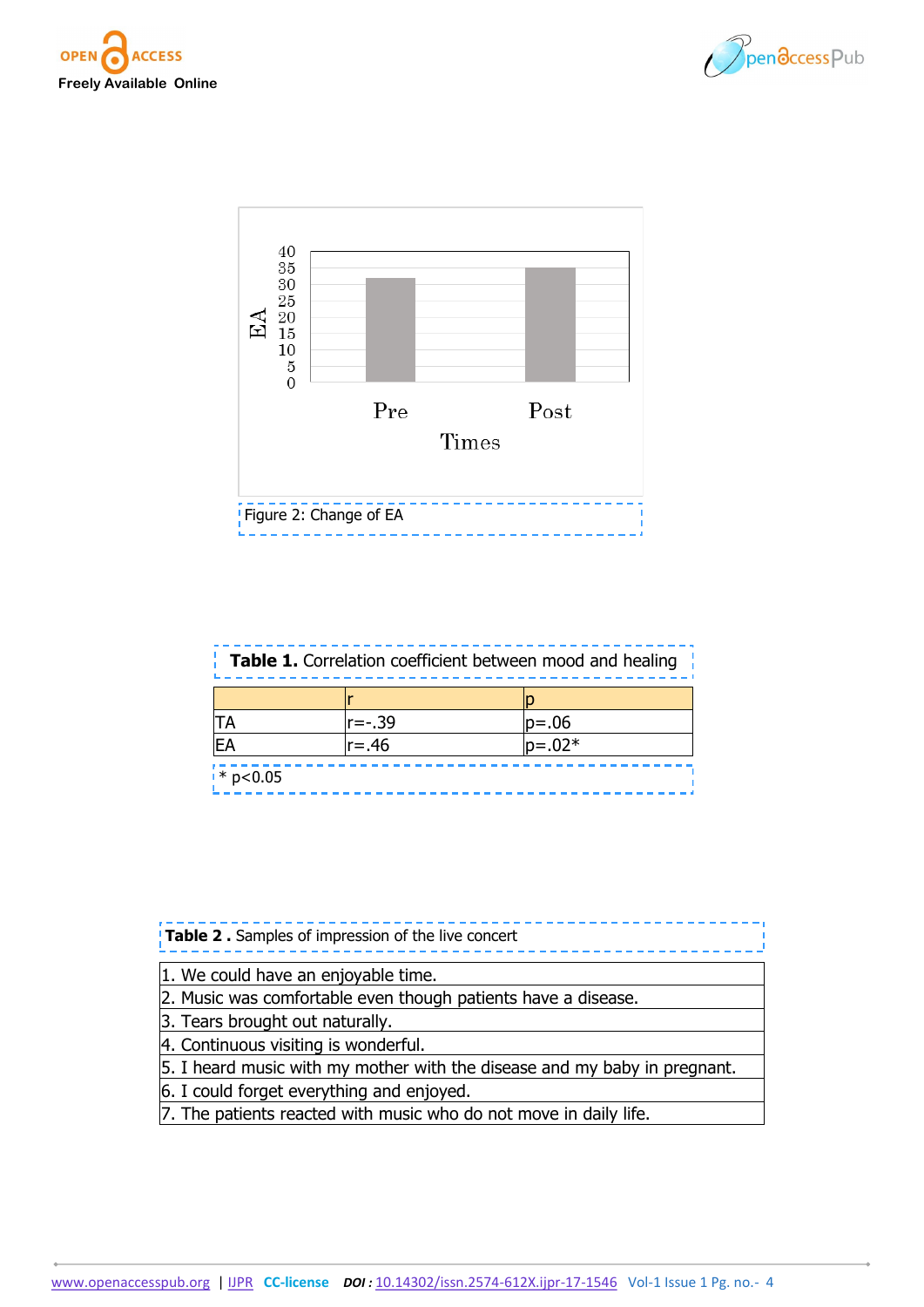Figure 2: Change of EA

**Table 1.** Correlation coefficient between mood and healing

| | r | p |
|---|---|---|
| TA | r=-.39 | p=.06 |
| EA | r=.46 | p=.02* |

* p<0.05

**Table 2 .** Samples of impression of the live concert

| |
|---|
| 1. We could have an enjoyable time. |
| 2. Music was comfortable even though patients have a disease. |
| 3. Tears brought out naturally. |
| 4. Continuous visiting is wonderful. |
| 5. I heard music with my mother with the disease and my baby in pregnant. |
| 6. I could forget everything and enjoyed. |
| 7. The patients reacted with music who do not move in daily life. |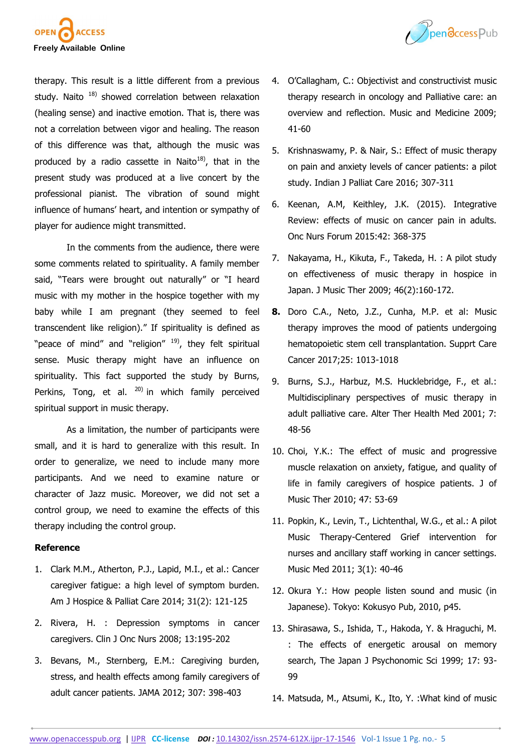therapy. This result is a little different from a previous study. Naito [18] showed correlation between relaxation (healing sense) and inactive emotion. That is, there was not a correlation between vigor and healing. The reason of this difference was that, although the music was produced by a radio cassette in Naito[18], that in the present study was produced at a live concert by the professional pianist. The vibration of sound might influence of humans' heart, and intention or sympathy of player for audience might transmitted.

In the comments from the audience, there were some comments related to spirituality. A family member said, "Tears were brought out naturally" or "I heard music with my mother in the hospice together with my baby while I am pregnant (they seemed to feel transcendent like religion)." If spirituality is defined as "peace of mind" and "religion" [19], they felt spiritual sense. Music therapy might have an influence on spirituality. This fact supported the study by Burns, Perkins, Tong, et al. [20] in which family perceived spiritual support in music therapy.

As a limitation, the number of participants were small, and it is hard to generalize with this result. In order to generalize, we need to include many more participants. And we need to examine nature or character of Jazz music. Moreover, we did not set a control group, we need to examine the effects of this therapy including the control group.

### Reference

1. Clark M.M., Atherton, P.J., Lapid, M.I., et al.: Cancer caregiver fatigue: a high level of symptom burden. Am J Hospice & Palliat Care 2014; 31(2): 121-125
2. Rivera, H. : Depression symptoms in cancer caregivers. Clin J Onc Nurs 2008; 13:195-202
3. Bevans, M., Sternberg, E.M.: Caregiving burden, stress, and health effects among family caregivers of adult cancer patients. JAMA 2012; 307: 398-403
4. O'Callagham, C.: Objectivist and constructivist music therapy research in oncology and Palliative care: an overview and reflection. Music and Medicine 2009; 41-60
5. Krishnaswamy, P. & Nair, S.: Effect of music therapy on pain and anxiety levels of cancer patients: a pilot study. Indian J Palliat Care 2016; 307-311
6. Keenan, A.M, Keithley, J.K. (2015). Integrative Review: effects of music on cancer pain in adults. Onc Nurs Forum 2015:42: 368-375
7. Nakayama, H., Kikuta, F., Takeda, H. : A pilot study on effectiveness of music therapy in hospice in Japan. J Music Ther 2009; 46(2):160-172.
8. Doro C.A., Neto, J.Z., Cunha, M.P. et al: Music therapy improves the mood of patients undergoing hematopoietic stem cell transplantation. Supprt Care Cancer 2017;25: 1013-1018
9. Burns, S.J., Harbuz, M.S. Hucklebridge, F., et al.: Multidisciplinary perspectives of music therapy in adult palliative care. Alter Ther Health Med 2001; 7: 48-56
10. Choi, Y.K.: The effect of music and progressive muscle relaxation on anxiety, fatigue, and quality of life in family caregivers of hospice patients. J of Music Ther 2010; 47: 53-69
11. Popkin, K., Levin, T., Lichtenthal, W.G., et al.: A pilot Music Therapy-Centered Grief intervention for nurses and ancillary staff working in cancer settings. Music Med 2011; 3(1): 40-46
12. Okura Y.: How people listen sound and music (in Japanese). Tokyo: Kokusyo Pub, 2010, p45.
13. Shirasawa, S., Ishida, T., Hakoda, Y. & Hraguchi, M. : The effects of energetic arousal on memory search, The Japan J Psychonomic Sci 1999; 17: 93-99
14. Matsuda, M., Atsumi, K., Ito, Y. :What kind of music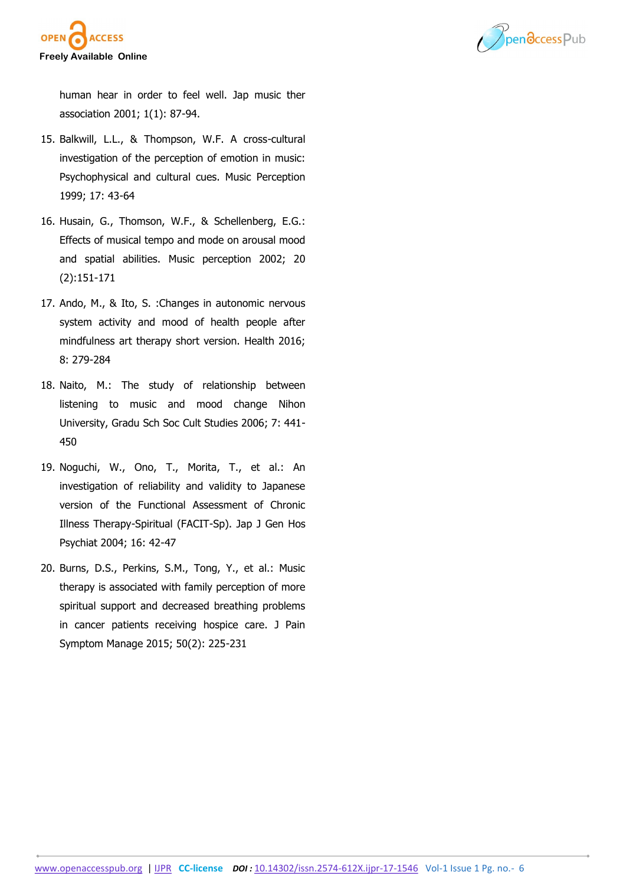human hear in order to feel well. Jap music ther association 2001; 1(1): 87-94.

15. Balkwill, L.L., & Thompson, W.F. A cross-cultural investigation of the perception of emotion in music: Psychophysical and cultural cues. Music Perception 1999; 17: 43-64
16. Husain, G., Thomson, W.F., & Schellenberg, E.G.: Effects of musical tempo and mode on arousal mood and spatial abilities. Music perception 2002; 20 (2):151-171
17. Ando, M., & Ito, S. :Changes in autonomic nervous system activity and mood of health people after mindfulness art therapy short version. Health 2016; 8: 279-284
18. Naito, M.: The study of relationship between listening to music and mood change Nihon University, Gradu Sch Soc Cult Studies 2006; 7: 441-450
19. Noguchi, W., Ono, T., Morita, T., et al.: An investigation of reliability and validity to Japanese version of the Functional Assessment of Chronic Illness Therapy-Spiritual (FACIT-Sp). Jap J Gen Hos Psychiat 2004; 16: 42-47
20. Burns, D.S., Perkins, S.M., Tong, Y., et al.: Music therapy is associated with family perception of more spiritual support and decreased breathing problems in cancer patients receiving hospice care. J Pain Symptom Manage 2015; 50(2): 225-231